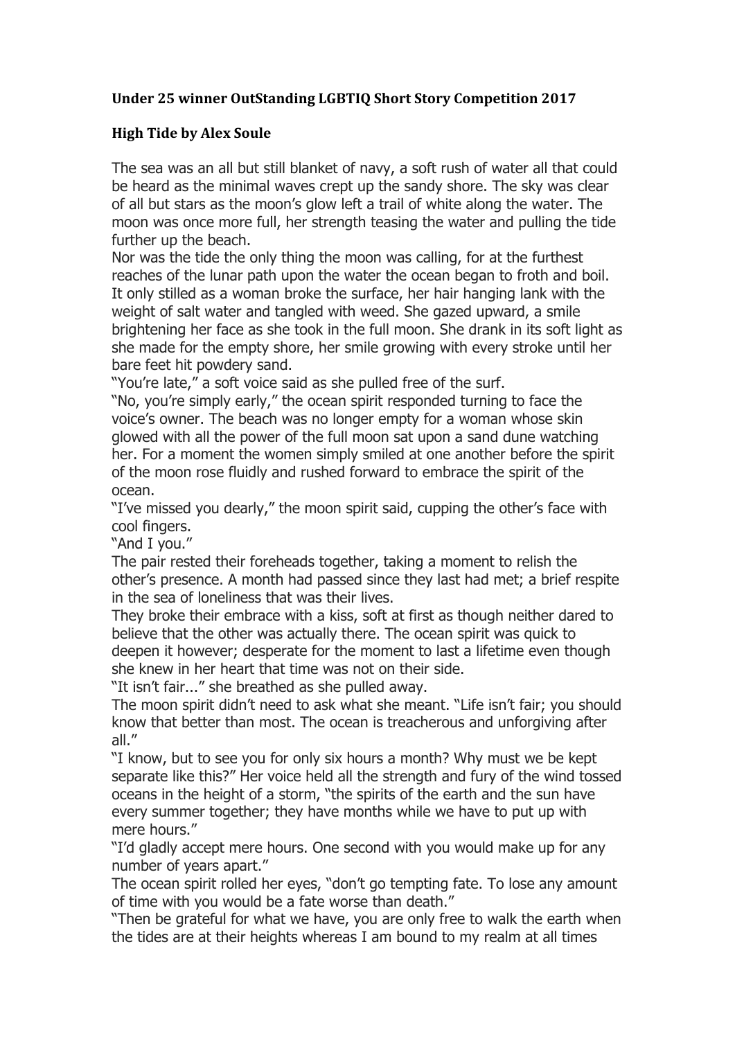**Under 25 winner OutStanding LGBTIQ Short Story Competition 2017**

**High Tide by Alex Soule**

The sea was an all but still blanket of navy, a soft rush of water all that could be heard as the minimal waves crept up the sandy shore. The sky was clear of all but stars as the moon's glow left a trail of white along the water. The moon was once more full, her strength teasing the water and pulling the tide further up the beach.

Nor was the tide the only thing the moon was calling, for at the furthest reaches of the lunar path upon the water the ocean began to froth and boil. It only stilled as a woman broke the surface, her hair hanging lank with the weight of salt water and tangled with weed. She gazed upward, a smile brightening her face as she took in the full moon. She drank in its soft light as she made for the empty shore, her smile growing with every stroke until her bare feet hit powdery sand.

"You're late," a soft voice said as she pulled free of the surf.

"No, you're simply early," the ocean spirit responded turning to face the voice's owner. The beach was no longer empty for a woman whose skin glowed with all the power of the full moon sat upon a sand dune watching her. For a moment the women simply smiled at one another before the spirit of the moon rose fluidly and rushed forward to embrace the spirit of the ocean.

"I've missed you dearly," the moon spirit said, cupping the other's face with cool fingers.

"And I you."

The pair rested their foreheads together, taking a moment to relish the other's presence. A month had passed since they last had met; a brief respite in the sea of loneliness that was their lives.

They broke their embrace with a kiss, soft at first as though neither dared to believe that the other was actually there. The ocean spirit was quick to deepen it however; desperate for the moment to last a lifetime even though she knew in her heart that time was not on their side.

"It isn't fair..." she breathed as she pulled away.

The moon spirit didn't need to ask what she meant. "Life isn't fair; you should know that better than most. The ocean is treacherous and unforgiving after all."

"I know, but to see you for only six hours a month? Why must we be kept separate like this?" Her voice held all the strength and fury of the wind tossed oceans in the height of a storm, "the spirits of the earth and the sun have every summer together; they have months while we have to put up with mere hours."

"I'd gladly accept mere hours. One second with you would make up for any number of years apart."

The ocean spirit rolled her eyes, "don't go tempting fate. To lose any amount of time with you would be a fate worse than death."

"Then be grateful for what we have, you are only free to walk the earth when the tides are at their heights whereas I am bound to my realm at all times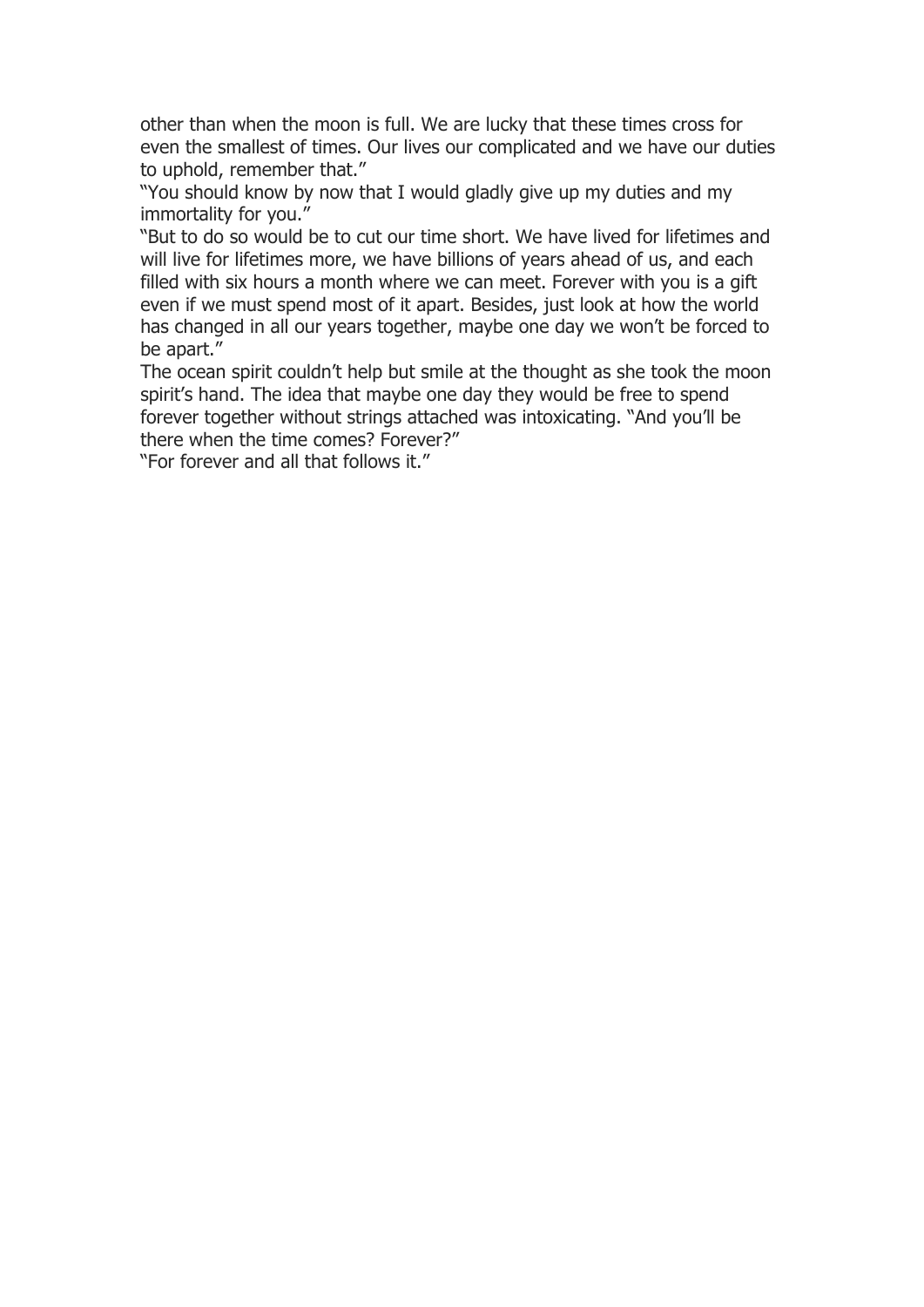other than when the moon is full. We are lucky that these times cross for even the smallest of times. Our lives our complicated and we have our duties to uphold, remember that."

"You should know by now that I would gladly give up my duties and my immortality for you."

"But to do so would be to cut our time short. We have lived for lifetimes and will live for lifetimes more, we have billions of years ahead of us, and each filled with six hours a month where we can meet. Forever with you is a gift even if we must spend most of it apart. Besides, just look at how the world has changed in all our years together, maybe one day we won't be forced to be apart."

The ocean spirit couldn't help but smile at the thought as she took the moon spirit's hand. The idea that maybe one day they would be free to spend forever together without strings attached was intoxicating. "And you'll be there when the time comes? Forever?"

"For forever and all that follows it."